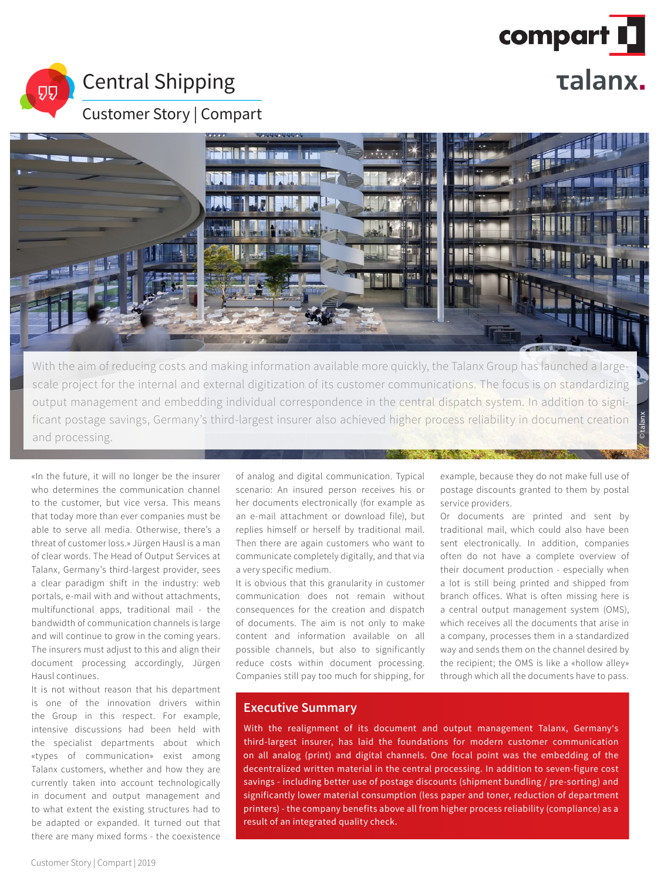# Central Shipping

Customer Story | Compart

With the aim of reducing costs and making information available more quickly, the Talanx Group has launched a large-scale project for the internal and external digitization of its customer communications. The focus is on standardizing output management and embedding individual correspondence in the central dispatch system. In addition to significant postage savings, Germany's third-largest insurer also achieved higher process reliability in document creation and processing.

©talanx

«In the future, it will no longer be the insurer who determines the communication channel to the customer, but vice versa. This means that today more than ever companies must be able to serve all media. Otherwise, there's a threat of customer loss.» Jürgen Hausl is a man of clear words. The Head of Output Services at Talanx, Germany's third-largest provider, sees a clear paradigm shift in the industry: web portals, e-mail with and without attachments, multifunctional apps, traditional mail - the bandwidth of communication channels is large and will continue to grow in the coming years. The insurers must adjust to this and align their document processing accordingly, Jürgen Hausl continues.

It is not without reason that his department is one of the innovation drivers within the Group in this respect. For example, intensive discussions had been held with the specialist departments about which «types of communication» exist among Talanx customers, whether and how they are currently taken into account technologically in document and output management and to what extent the existing structures had to be adapted or expanded. It turned out that there are many mixed forms - the coexistence of analog and digital communication. Typical scenario: An insured person receives his or her documents electronically (for example as an e-mail attachment or download file), but replies himself or herself by traditional mail. Then there are again customers who want to communicate completely digitally, and that via a very specific medium.

It is obvious that this granularity in customer communication does not remain without consequences for the creation and dispatch of documents. The aim is not only to make content and information available on all possible channels, but also to significantly reduce costs within document processing. Companies still pay too much for shipping, for example, because they do not make full use of postage discounts granted to them by postal service providers.

Or documents are printed and sent by traditional mail, which could also have been sent electronically. In addition, companies often do not have a complete overview of their document production - especially when a lot is still being printed and shipped from branch offices. What is often missing here is a central output management system (OMS), which receives all the documents that arise in a company, processes them in a standardized way and sends them on the channel desired by the recipient; the OMS is like a «hollow alley» through which all the documents have to pass.

## Executive Summary

With the realignment of its document and output management Talanx, Germany's third-largest insurer, has laid the foundations for modern customer communication on all analog (print) and digital channels. One focal point was the embedding of the decentralized written material in the central processing. In addition to seven-figure cost savings - including better use of postage discounts (shipment bundling / pre-sorting) and significantly lower material consumption (less paper and toner, reduction of department printers) - the company benefits above all from higher process reliability (compliance) as a result of an integrated quality check.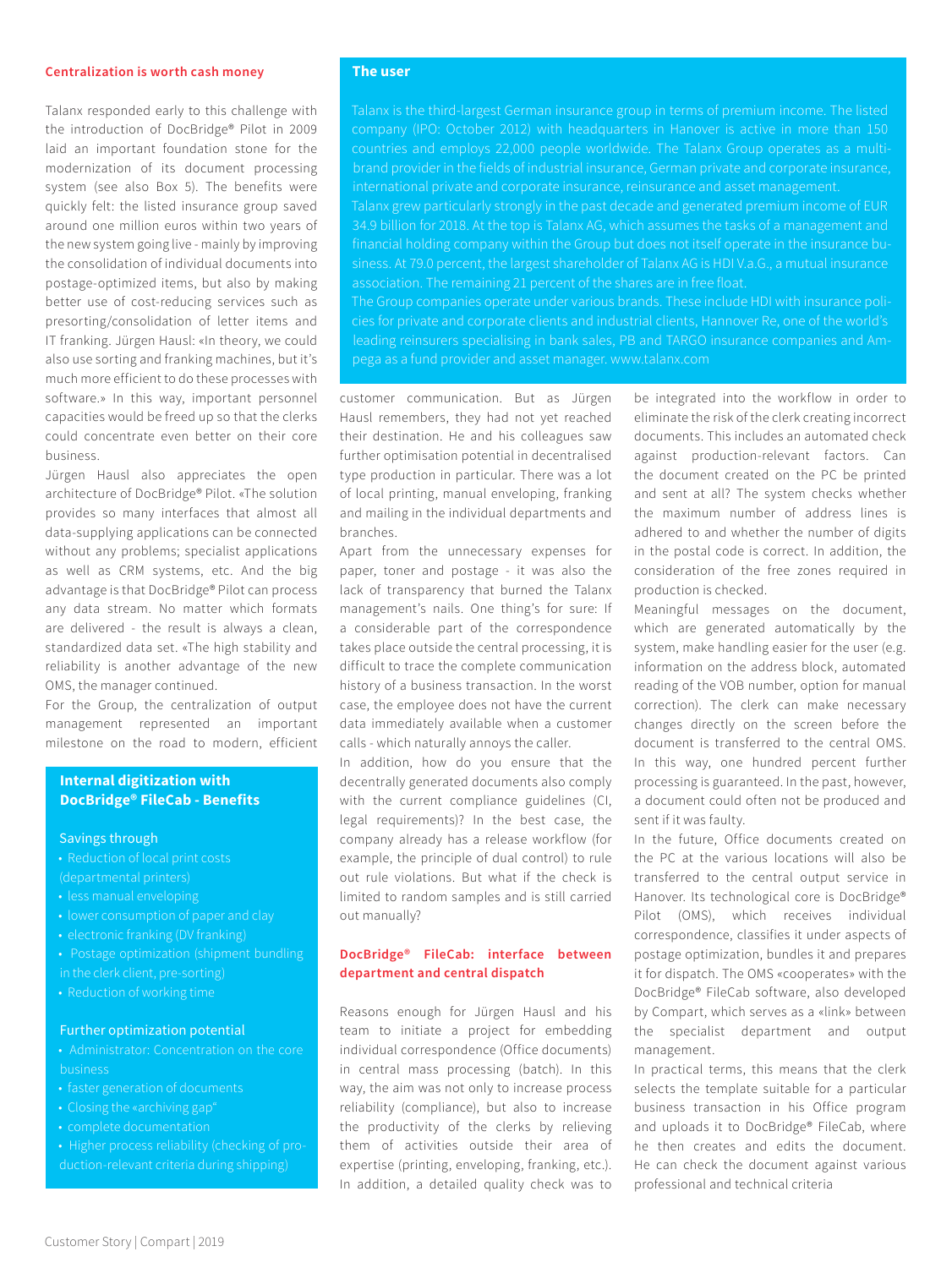## Centralization is worth cash money

Talanx responded early to this challenge with the introduction of DocBridge® Pilot in 2009 laid an important foundation stone for the modernization of its document processing system (see also Box 5). The benefits were quickly felt: the listed insurance group saved around one million euros within two years of the new system going live - mainly by improving the consolidation of individual documents into postage-optimized items, but also by making better use of cost-reducing services such as presorting/consolidation of letter items and IT franking. Jürgen Hausl: «In theory, we could also use sorting and franking machines, but it's much more efficient to do these processes with software.» In this way, important personnel capacities would be freed up so that the clerks could concentrate even better on their core business.

Jürgen Hausl also appreciates the open architecture of DocBridge® Pilot. «The solution provides so many interfaces that almost all data-supplying applications can be connected without any problems; specialist applications as well as CRM systems, etc. And the big advantage is that DocBridge® Pilot can process any data stream. No matter which formats are delivered - the result is always a clean, standardized data set. «The high stability and reliability is another advantage of the new OMS, the manager continued.

For the Group, the centralization of output management represented an important milestone on the road to modern, efficient customer communication. But as Jürgen Hausl remembers, they had not yet reached their destination. He and his colleagues saw further optimisation potential in decentralised type production in particular. There was a lot of local printing, manual enveloping, franking and mailing in the individual departments and branches.

Apart from the unnecessary expenses for paper, toner and postage - it was also the lack of transparency that burned the Talanx management's nails. One thing's for sure: If a considerable part of the correspondence takes place outside the central processing, it is difficult to trace the complete communication history of a business transaction. In the worst case, the employee does not have the current data immediately available when a customer calls - which naturally annoys the caller.

In addition, how do you ensure that the decentrally generated documents also comply with the current compliance guidelines (CI, legal requirements)? In the best case, the company already has a release workflow (for example, the principle of dual control) to rule out rule violations. But what if the check is limited to random samples and is still carried out manually?

## DocBridge® FileCab: interface between department and central dispatch

Reasons enough for Jürgen Hausl and his team to initiate a project for embedding individual correspondence (Office documents) in central mass processing (batch). In this way, the aim was not only to increase process reliability (compliance), but also to increase the productivity of the clerks by relieving them of activities outside their area of expertise (printing, enveloping, franking, etc.). In addition, a detailed quality check was to be integrated into the workflow in order to eliminate the risk of the clerk creating incorrect documents. This includes an automated check against production-relevant factors. Can the document created on the PC be printed and sent at all? The system checks whether the maximum number of address lines is adhered to and whether the number of digits in the postal code is correct. In addition, the consideration of the free zones required in production is checked.

Meaningful messages on the document, which are generated automatically by the system, make handling easier for the user (e.g. information on the address block, automated reading of the VOB number, option for manual correction). The clerk can make necessary changes directly on the screen before the document is transferred to the central OMS. In this way, one hundred percent further processing is guaranteed. In the past, however, a document could often not be produced and sent if it was faulty.

In the future, Office documents created on the PC at the various locations will also be transferred to the central output service in Hanover. Its technological core is DocBridge® Pilot (OMS), which receives individual correspondence, classifies it under aspects of postage optimization, bundles it and prepares it for dispatch. The OMS «cooperates» with the DocBridge® FileCab software, also developed by Compart, which serves as a «link» between the specialist department and output management.

In practical terms, this means that the clerk selects the template suitable for a particular business transaction in his Office program and uploads it to DocBridge® FileCab, where he then creates and edits the document. He can check the document against various professional and technical criteria

## The user

Talanx is the third-largest German insurance group in terms of premium income. The listed company (IPO: October 2012) with headquarters in Hanover is active in more than 150 countries and employs 22,000 people worldwide. The Talanx Group operates as a multi-brand provider in the fields of industrial insurance, German private and corporate insurance, international private and corporate insurance, reinsurance and asset management.

Talanx grew particularly strongly in the past decade and generated premium income of EUR 34.9 billion for 2018. At the top is Talanx AG, which assumes the tasks of a management and financial holding company within the Group but does not itself operate in the insurance business. At 79.0 percent, the largest shareholder of Talanx AG is HDI V.a.G., a mutual insurance association. The remaining 21 percent of the shares are in free float.

The Group companies operate under various brands. These include HDI with insurance policies for private and corporate clients and industrial clients, Hannover Re, one of the world's leading reinsurers specialising in bank sales, PB and TARGO insurance companies and Ampega as a fund provider and asset manager. www.talanx.com

## Internal digitization with DocBridge® FileCab - Benefits

Savings through

- Reduction of local print costs (departmental printers)
- less manual enveloping
- lower consumption of paper and clay
- electronic franking (DV franking)
- Postage optimization (shipment bundling in the clerk client, pre-sorting)
- Reduction of working time

Further optimization potential

- Administrator: Concentration on the core business
- faster generation of documents
- Closing the «archiving gap"
- complete documentation
- Higher process reliability (checking of production-relevant criteria during shipping)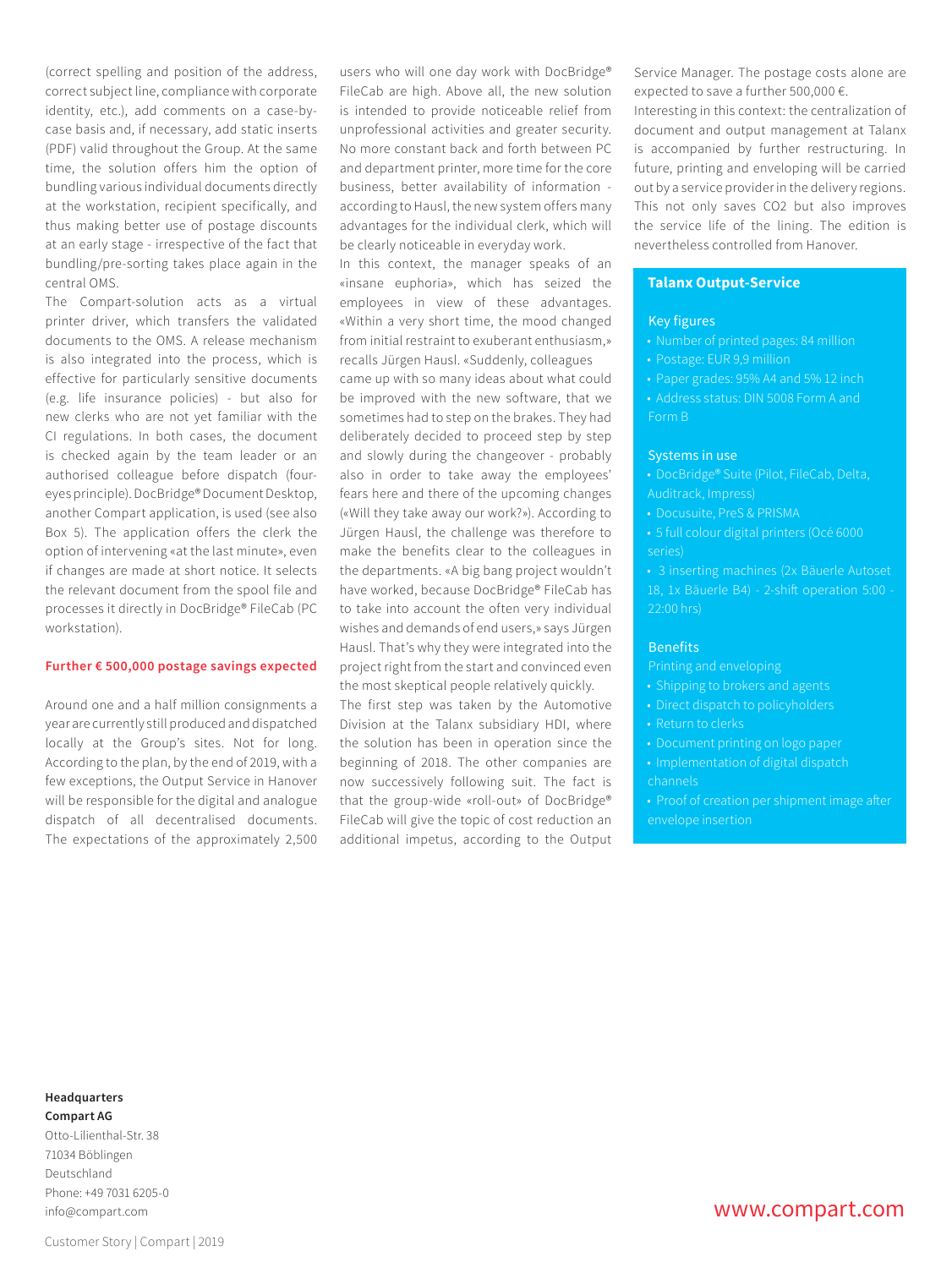(correct spelling and position of the address, correct subject line, compliance with corporate identity, etc.), add comments on a case-by-case basis and, if necessary, add static inserts (PDF) valid throughout the Group. At the same time, the solution offers him the option of bundling various individual documents directly at the workstation, recipient specifically, and thus making better use of postage discounts at an early stage - irrespective of the fact that bundling/pre-sorting takes place again in the central OMS.

The Compart-solution acts as a virtual printer driver, which transfers the validated documents to the OMS. A release mechanism is also integrated into the process, which is effective for particularly sensitive documents (e.g. life insurance policies) - but also for new clerks who are not yet familiar with the CI regulations. In both cases, the document is checked again by the team leader or an authorised colleague before dispatch (four-eyes principle). DocBridge® Document Desktop, another Compart application, is used (see also Box 5). The application offers the clerk the option of intervening «at the last minute», even if changes are made at short notice. It selects the relevant document from the spool file and processes it directly in DocBridge® FileCab (PC workstation).

**Further € 500,000 postage savings expected**

Around one and a half million consignments a year are currently still produced and dispatched locally at the Group's sites. Not for long. According to the plan, by the end of 2019, with a few exceptions, the Output Service in Hanover will be responsible for the digital and analogue dispatch of all decentralised documents. The expectations of the approximately 2,500 users who will one day work with DocBridge® FileCab are high. Above all, the new solution is intended to provide noticeable relief from unprofessional activities and greater security. No more constant back and forth between PC and department printer, more time for the core business, better availability of information - according to Hausl, the new system offers many advantages for the individual clerk, which will be clearly noticeable in everyday work.

In this context, the manager speaks of an «insane euphoria», which has seized the employees in view of these advantages. «Within a very short time, the mood changed from initial restraint to exuberant enthusiasm,» recalls Jürgen Hausl. «Suddenly, colleagues came up with so many ideas about what could be improved with the new software, that we sometimes had to step on the brakes. They had deliberately decided to proceed step by step and slowly during the changeover - probably also in order to take away the employees' fears here and there of the upcoming changes («Will they take away our work?»). According to Jürgen Hausl, the challenge was therefore to make the benefits clear to the colleagues in the departments. «A big bang project wouldn't have worked, because DocBridge® FileCab has to take into account the often very individual wishes and demands of end users,» says Jürgen Hausl. That's why they were integrated into the project right from the start and convinced even the most skeptical people relatively quickly.

The first step was taken by the Automotive Division at the Talanx subsidiary HDI, where the solution has been in operation since the beginning of 2018. The other companies are now successively following suit. The fact is that the group-wide «roll-out» of DocBridge® FileCab will give the topic of cost reduction an additional impetus, according to the Output Service Manager. The postage costs alone are expected to save a further 500,000 €.

Interesting in this context: the centralization of document and output management at Talanx is accompanied by further restructuring. In future, printing and enveloping will be carried out by a service provider in the delivery regions. This not only saves $CO_2$ but also improves the service life of the lining. The edition is nevertheless controlled from Hanover.

**Talanx Output-Service**

Key figures

- Number of printed pages: 84 million
- Postage: EUR 9,9 million
- Paper grades: 95% A4 and 5% 12 inch
- Address status: DIN 5008 Form A and Form B

Systems in use

- DocBridge® Suite (Pilot, FileCab, Delta, Auditrack, Impress)
- Docusuite, PreS & PRISMA
- 5 full colour digital printers (Océ 6000 series)
- 3 inserting machines (2x Bäuerle Autoset 18, 1x Bäuerle B4) - 2-shift operation 5:00 - 22:00 hrs)

Benefits

Printing and enveloping

- Shipping to brokers and agents
- Direct dispatch to policyholders
- Return to clerks
- Document printing on logo paper
- Implementation of digital dispatch channels
- Proof of creation per shipment image after envelope insertion

**Headquarters**
**Compart AG**
Otto-Lilienthal-Str. 38
71034 Böblingen
Deutschland
Phone: +49 7031 6205-0
info@compart.com

www.compart.com